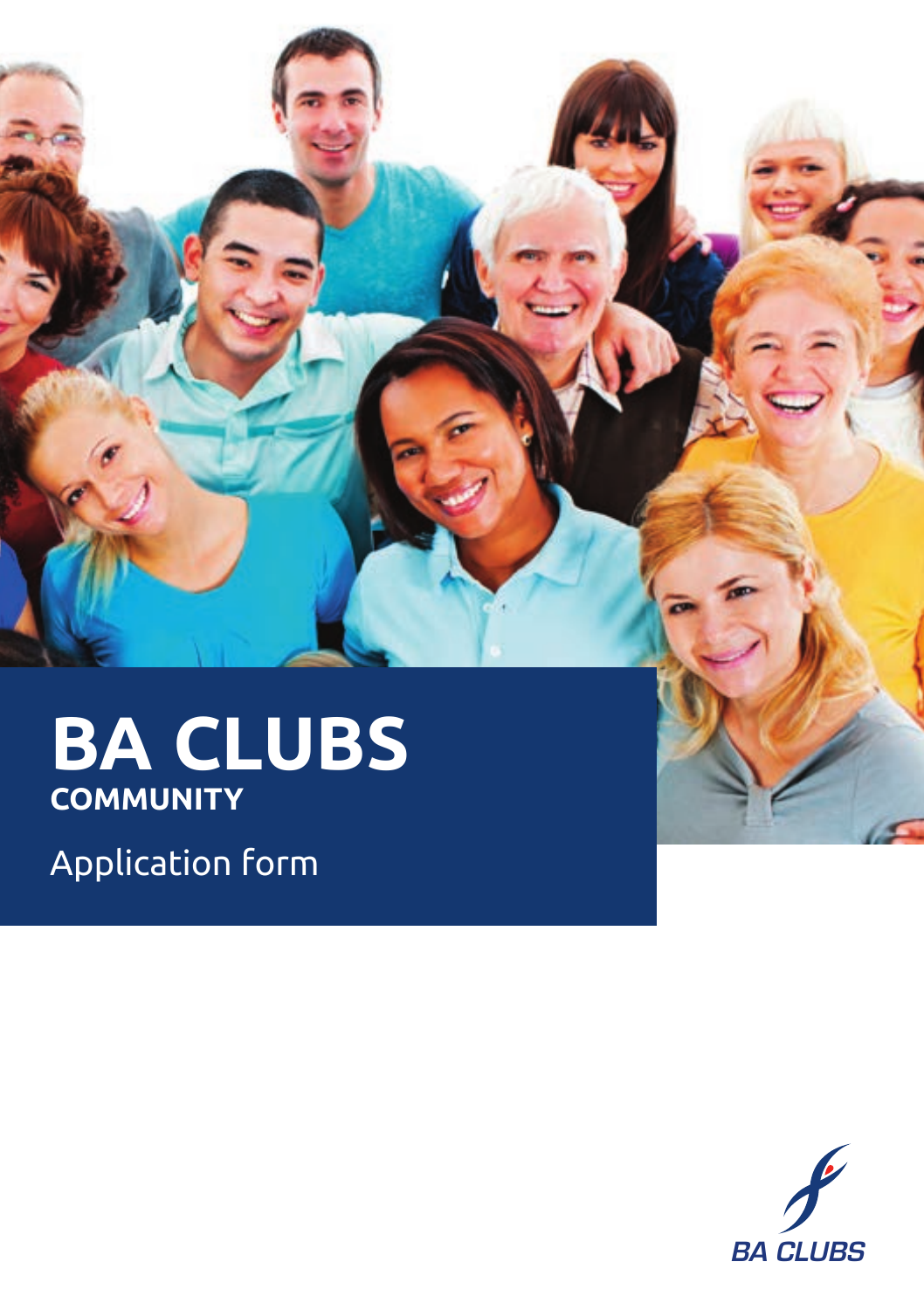# BA CLUBS

## COMMUNITY

Application form

BA CLUBS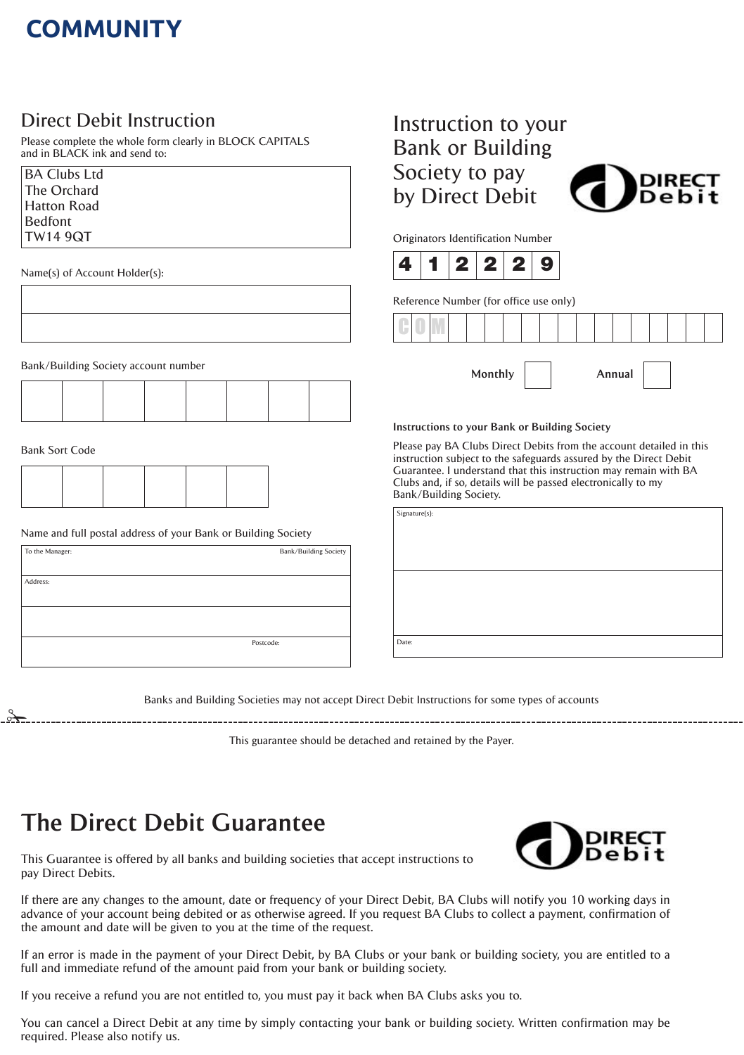# COMMUNITY

## Direct Debit Instruction

Please complete the whole form clearly in BLOCK CAPITALS and in BLACK ink and send to:

BA Clubs Ltd
The Orchard
Hatton Road
Bedfont
TW14 9QT

Name(s) of Account Holder(s):

| |
|---|
| |
| |

Bank/Building Society account number

| | | | | | | | |
|---|---|---|---|---|---|---|---|
| | | | | | | | |

Bank Sort Code

| | | | | | |
|---|---|---|---|---|---|
| | | | | | |

Name and full postal address of your Bank or Building Society

| To the Manager: | Bank/Building Society |
|---|---|
| Address: | |
| | |
| | Postcode: |

## Instruction to your Bank or Building Society to pay by Direct Debit

DIRECT Debit

Originators Identification Number

| 4 | 1 | 2 | 2 | 2 | 9 |
|---|---|---|---|---|---|

Reference Number (for office use only)

| C | O | M | | | | | | | | | | | | | | | |
|---|---|---|---|---|---|---|---|---|---|---|---|---|---|---|---|---|---|

**Monthly** ☐ **Annual** ☐

**Instructions to your Bank or Building Society**

Please pay BA Clubs Direct Debits from the account detailed in this instruction subject to the safeguards assured by the Direct Debit Guarantee. I understand that this instruction may remain with BA Clubs and, if so, details will be passed electronically to my Bank/Building Society.

| Signature(s): |
|---|
| |
| Date: |

Banks and Building Societies may not accept Direct Debit Instructions for some types of accounts

---

This guarantee should be detached and retained by the Payer.

# The Direct Debit Guarantee

DIRECT Debit

This Guarantee is offered by all banks and building societies that accept instructions to pay Direct Debits.

If there are any changes to the amount, date or frequency of your Direct Debit, BA Clubs will notify you 10 working days in advance of your account being debited or as otherwise agreed. If you request BA Clubs to collect a payment, confirmation of the amount and date will be given to you at the time of the request.

If an error is made in the payment of your Direct Debit, by BA Clubs or your bank or building society, you are entitled to a full and immediate refund of the amount paid from your bank or building society.

If you receive a refund you are not entitled to, you must pay it back when BA Clubs asks you to.

You can cancel a Direct Debit at any time by simply contacting your bank or building society. Written confirmation may be required. Please also notify us.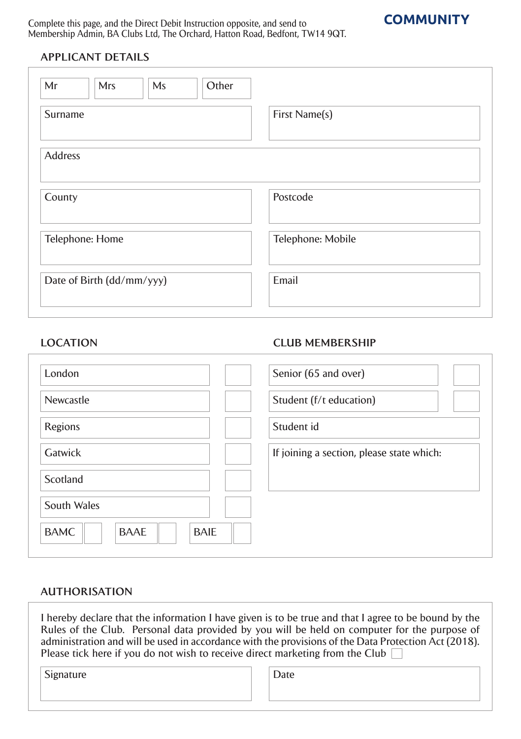**COMMUNITY**

Complete this page, and the Direct Debit Instruction opposite, and send to Membership Admin, BA Clubs Ltd, The Orchard, Hatton Road, Bedfont, TW14 9QT.

## APPLICANT DETAILS

| Mr | Mrs | Ms | Other |
|---|---|---|---|

| | |
|---|---|
| Surname | First Name(s) |
| Address | |
| County | Postcode |
| Telephone: Home | Telephone: Mobile |
| Date of Birth (dd/mm/yyy) | Email |

## LOCATION

| | |
|---|---|
| London | ☐ |
| Newcastle | ☐ |
| Regions | ☐ |
| Gatwick | ☐ |
| Scotland | ☐ |
| South Wales | ☐ |

BAMC ☐ BAAE ☐ BAIE ☐

## CLUB MEMBERSHIP

| | |
|---|---|
| Senior (65 and over) | ☐ |
| Student (f/t education) | ☐ |
| Student id | |
| If joining a section, please state which: | |

## AUTHORISATION

I hereby declare that the information I have given is to be true and that I agree to be bound by the Rules of the Club. Personal data provided by you will be held on computer for the purpose of administration and will be used in accordance with the provisions of the Data Protection Act (2018). Please tick here if you do not wish to receive direct marketing from the Club ☐

| | |
|---|---|
| Signature | Date |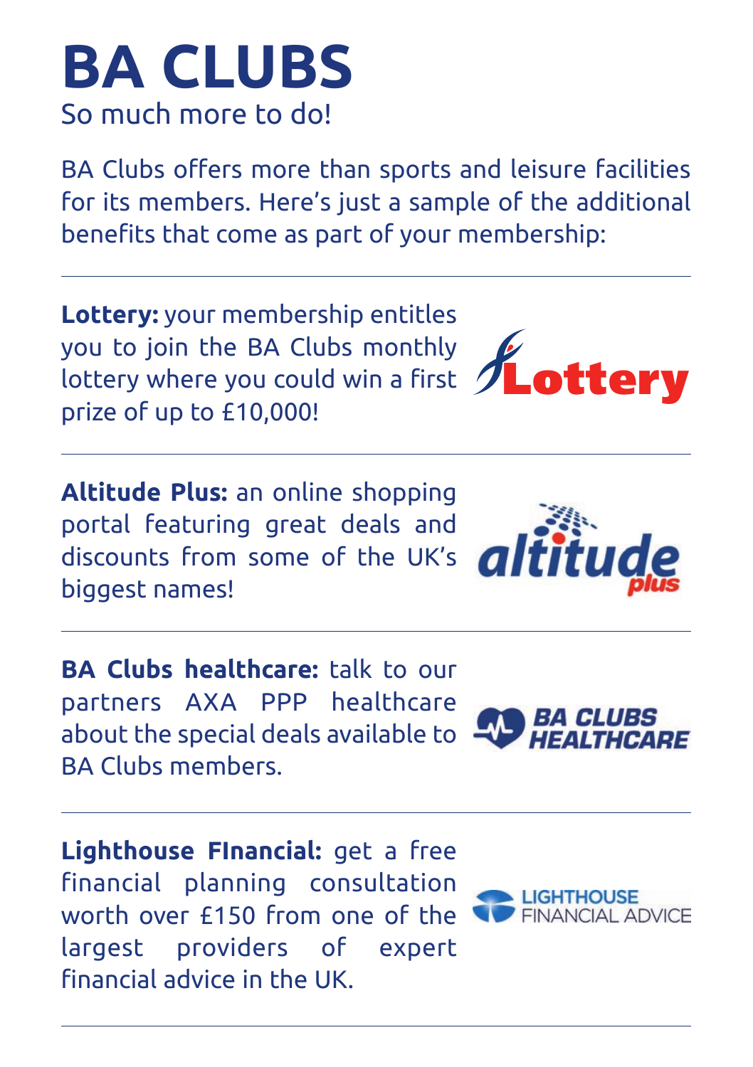# BA CLUBS

So much more to do!

BA Clubs offers more than sports and leisure facilities for its members. Here's just a sample of the additional benefits that come as part of your membership:

---

**Lottery:** your membership entitles you to join the BA Clubs monthly lottery where you could win a first prize of up to £10,000!

---

**Altitude Plus:** an online shopping portal featuring great deals and discounts from some of the UK's biggest names!

---

**BA Clubs healthcare:** talk to our partners AXA PPP healthcare about the special deals available to BA Clubs members.

---

**Lighthouse FInancial:** get a free financial planning consultation worth over £150 from one of the largest providers of expert financial advice in the UK.

---